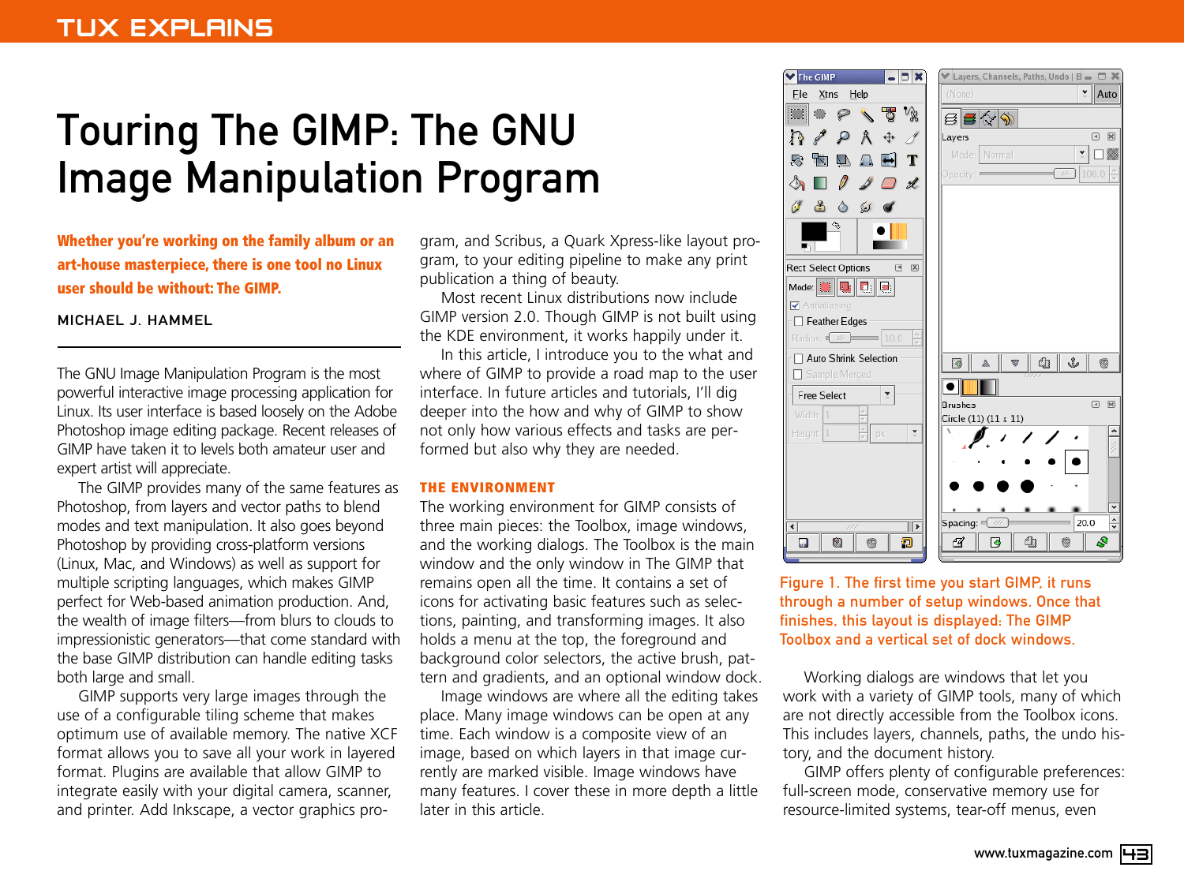# Touring The GIMP: The GNU Image Manipulation Program

**Whether you're working on the family album or an art-house masterpiece, there is one tool no Linux user should be without: The GIMP.**

MICHAEL J. HAMMEL

The GNU Image Manipulation Program is the most powerful interactive image processing application for Linux. Its user interface is based loosely on the Adobe Photoshop image editing package. Recent releases of GIMP have taken it to levels both amateur user and expert artist will appreciate.

The GIMP provides many of the same features as Photoshop, from layers and vector paths to blend modes and text manipulation. It also goes beyond Photoshop by providing cross-platform versions (Linux, Mac, and Windows) as well as support for multiple scripting languages, which makes GIMP perfect for Web-based animation production. And, the wealth of image filters—from blurs to clouds to impressionistic generators—that come standard with the base GIMP distribution can handle editing tasks both large and small.

GIMP supports very large images through the use of a configurable tiling scheme that makes optimum use of available memory. The native XCF format allows you to save all your work in layered format. Plugins are available that allow GIMP to integrate easily with your digital camera, scanner, and printer. Add Inkscape, a vector graphics program, and Scribus, a Quark Xpress-like layout program, to your editing pipeline to make any print publication a thing of beauty.

Most recent Linux distributions now include GIMP version 2.0. Though GIMP is not built using the KDE environment, it works happily under it.

In this article, I introduce you to the what and where of GIMP to provide a road map to the user interface. In future articles and tutorials, I'll dig deeper into the how and why of GIMP to show not only how various effects and tasks are performed but also why they are needed.

## THE ENVIRONMENT

The working environment for GIMP consists of three main pieces: the Toolbox, image windows, and the working dialogs. The Toolbox is the main window and the only window in The GIMP that remains open all the time. It contains a set of icons for activating basic features such as selections, painting, and transforming images. It also holds a menu at the top, the foreground and background color selectors, the active brush, pattern and gradients, and an optional window dock.

Image windows are where all the editing takes place. Many image windows can be open at any time. Each window is a composite view of an image, based on which layers in that image currently are marked visible. Image windows have many features. I cover these in more depth a little later in this article.

Figure 1. The first time you start GIMP, it runs through a number of setup windows. Once that finishes, this layout is displayed: The GIMP Toolbox and a vertical set of dock windows.

Working dialogs are windows that let you work with a variety of GIMP tools, many of which are not directly accessible from the Toolbox icons. This includes layers, channels, paths, the undo history, and the document history.

GIMP offers plenty of configurable preferences: full-screen mode, conservative memory use for resource-limited systems, tear-off menus, even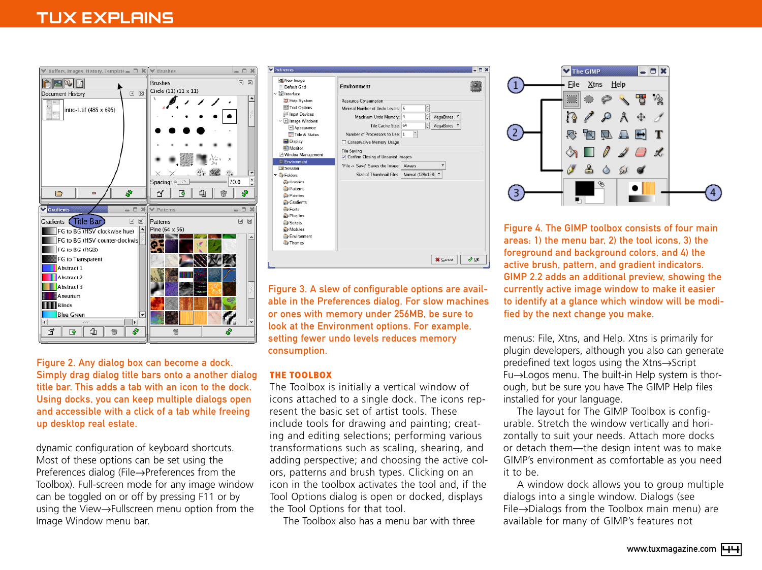Figure 2. Any dialog box can become a dock. Simply drag dialog title bars onto a another dialog title bar. This adds a tab with an icon to the dock. Using docks, you can keep multiple dialogs open and accessible with a click of a tab while freeing up desktop real estate.

dynamic configuration of keyboard shortcuts. Most of these options can be set using the Preferences dialog (File→Preferences from the Toolbox). Full-screen mode for any image window can be toggled on or off by pressing F11 or by using the View→Fullscreen menu option from the Image Window menu bar.

Figure 3. A slew of configurable options are available in the Preferences dialog. For slow machines or ones with memory under 256MB, be sure to look at the Environment options. For example, setting fewer undo levels reduces memory consumption.

## THE TOOLBOX

The Toolbox is initially a vertical window of icons attached to a single dock. The icons represent the basic set of artist tools. These include tools for drawing and painting; creating and editing selections; performing various transformations such as scaling, shearing, and adding perspective; and choosing the active colors, patterns and brush types. Clicking on an icon in the toolbox activates the tool and, if the Tool Options dialog is open or docked, displays the Tool Options for that tool.

The Toolbox also has a menu bar with three

Figure 4. The GIMP toolbox consists of four main areas: 1) the menu bar, 2) the tool icons, 3) the foreground and background colors, and 4) the active brush, pattern, and gradient indicators. GIMP 2.2 adds an additional preview, showing the currently active image window to make it easier to identify at a glance which window will be modified by the next change you make.

menus: File, Xtns, and Help. Xtns is primarily for plugin developers, although you also can generate predefined text logos using the Xtns→Script Fu→Logos menu. The built-in Help system is thorough, but be sure you have The GIMP Help files installed for your language.

The layout for The GIMP Toolbox is configurable. Stretch the window vertically and horizontally to suit your needs. Attach more docks or detach them—the design intent was to make GIMP's environment as comfortable as you need it to be.

A window dock allows you to group multiple dialogs into a single window. Dialogs (see File→Dialogs from the Toolbox main menu) are available for many of GIMP's features not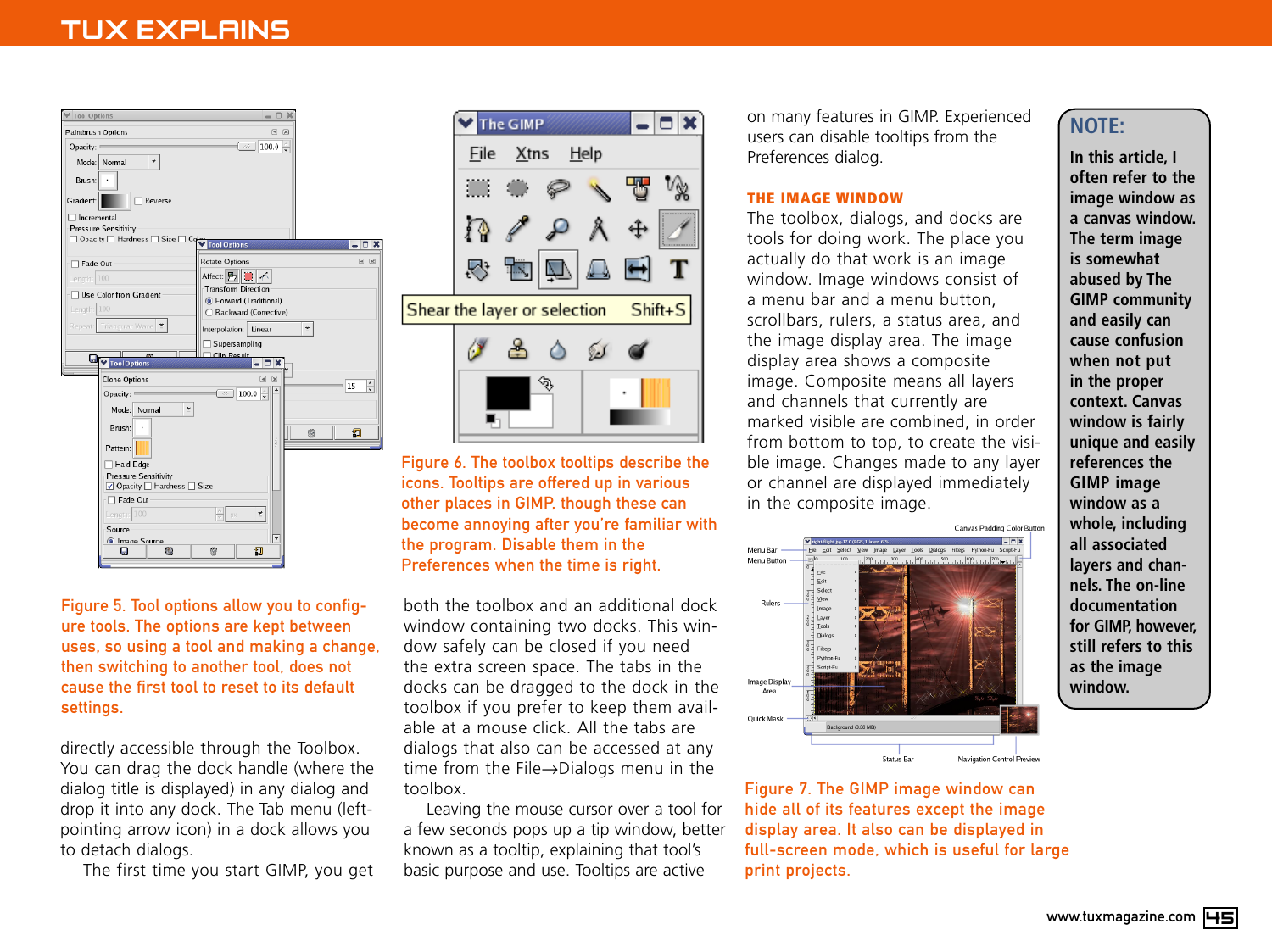Figure 5. Tool options allow you to configure tools. The options are kept between uses, so using a tool and making a change, then switching to another tool, does not cause the first tool to reset to its default settings.

directly accessible through the Toolbox. You can drag the dock handle (where the dialog title is displayed) in any dialog and drop it into any dock. The Tab menu (left-pointing arrow icon) in a dock allows you to detach dialogs.

The first time you start GIMP, you get both the toolbox and an additional dock window containing two docks. This window safely can be closed if you need the extra screen space. The tabs in the docks can be dragged to the dock in the toolbox if you prefer to keep them available at a mouse click. All the tabs are dialogs that also can be accessed at any time from the File→Dialogs menu in the toolbox.

Leaving the mouse cursor over a tool for a few seconds pops up a tip window, better known as a tooltip, explaining that tool's basic purpose and use. Tooltips are active on many features in GIMP. Experienced users can disable tooltips from the Preferences dialog.

Figure 6. The toolbox tooltips describe the icons. Tooltips are offered up in various other places in GIMP, though these can become annoying after you're familiar with the program. Disable them in the Preferences when the time is right.

## THE IMAGE WINDOW

The toolbox, dialogs, and docks are tools for doing work. The place you actually do that work is an image window. Image windows consist of a menu bar and a menu button, scrollbars, rulers, a status area, and the image display area. The image display area shows a composite image. Composite means all layers and channels that currently are marked visible are combined, in order from bottom to top, to create the visible image. Changes made to any layer or channel are displayed immediately in the composite image.

Figure 7. The GIMP image window can hide all of its features except the image display area. It also can be displayed in full-screen mode, which is useful for large print projects.

**NOTE:**

**In this article, I often refer to the image window as a canvas window. The term image is somewhat abused by The GIMP community and easily can cause confusion when not put in the proper context. Canvas window is fairly unique and easily references the GIMP image window as a whole, including all associated layers and channels. The on-line documentation for GIMP, however, still refers to this as the image window.**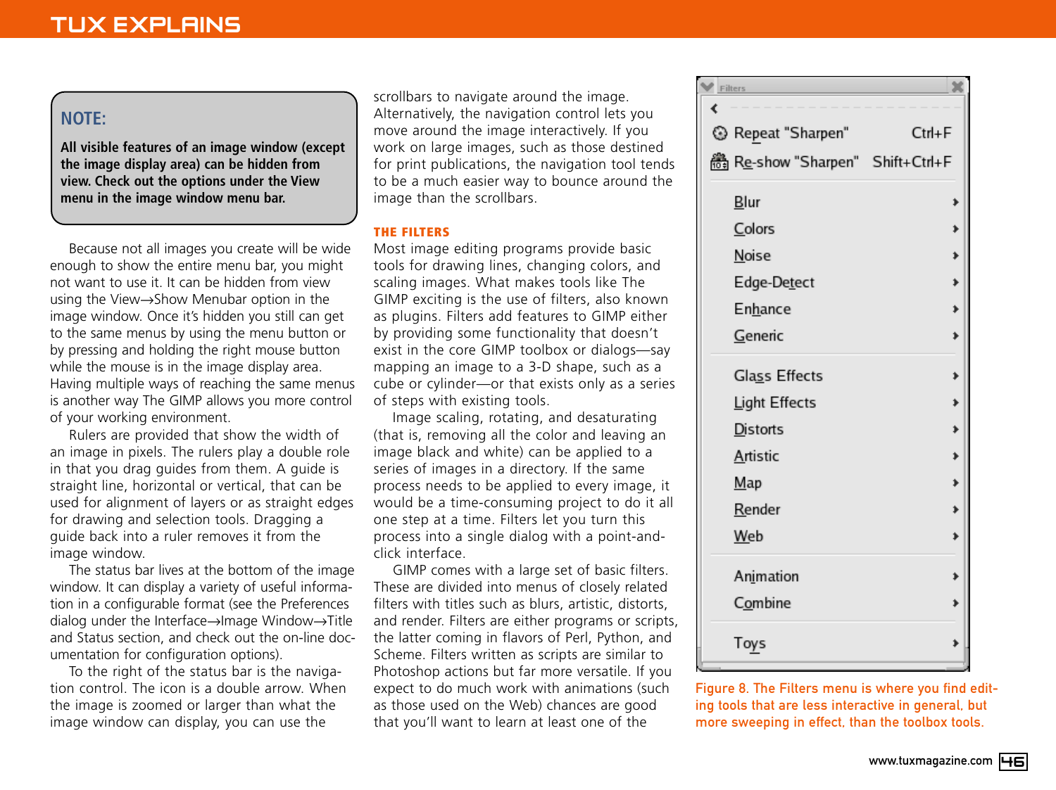> **NOTE:**
>
> **All visible features of an image window (except the image display area) can be hidden from view. Check out the options under the View menu in the image window menu bar.**

Because not all images you create will be wide enough to show the entire menu bar, you might not want to use it. It can be hidden from view using the View→Show Menubar option in the image window. Once it's hidden you still can get to the same menus by using the menu button or by pressing and holding the right mouse button while the mouse is in the image display area. Having multiple ways of reaching the same menus is another way The GIMP allows you more control of your working environment.

Rulers are provided that show the width of an image in pixels. The rulers play a double role in that you drag guides from them. A guide is straight line, horizontal or vertical, that can be used for alignment of layers or as straight edges for drawing and selection tools. Dragging a guide back into a ruler removes it from the image window.

The status bar lives at the bottom of the image window. It can display a variety of useful information in a configurable format (see the Preferences dialog under the Interface→Image Window→Title and Status section, and check out the on-line documentation for configuration options).

To the right of the status bar is the navigation control. The icon is a double arrow. When the image is zoomed or larger than what the image window can display, you can use the scrollbars to navigate around the image. Alternatively, the navigation control lets you move around the image interactively. If you work on large images, such as those destined for print publications, the navigation tool tends to be a much easier way to bounce around the image than the scrollbars.

## THE FILTERS

Most image editing programs provide basic tools for drawing lines, changing colors, and scaling images. What makes tools like The GIMP exciting is the use of filters, also known as plugins. Filters add features to GIMP either by providing some functionality that doesn't exist in the core GIMP toolbox or dialogs—say mapping an image to a 3-D shape, such as a cube or cylinder—or that exists only as a series of steps with existing tools.

Image scaling, rotating, and desaturating (that is, removing all the color and leaving an image black and white) can be applied to a series of images in a directory. If the same process needs to be applied to every image, it would be a time-consuming project to do it all one step at a time. Filters let you turn this process into a single dialog with a point-and-click interface.

GIMP comes with a large set of basic filters. These are divided into menus of closely related filters with titles such as blurs, artistic, distorts, and render. Filters are either programs or scripts, the latter coming in flavors of Perl, Python, and Scheme. Filters written as scripts are similar to Photoshop actions but far more versatile. If you expect to do much work with animations (such as those used on the Web) chances are good that you'll want to learn at least one of the

Filters

- Repeat "Sharpen" Ctrl+F
- Re-show "Sharpen" Shift+Ctrl+F
- Blur
- Colors
- Noise
- Edge-Detect
- Enhance
- Generic
- Glass Effects
- Light Effects
- Distorts
- Artistic
- Map
- Render
- Web
- Animation
- Combine
- Toys

Figure 8. The Filters menu is where you find editing tools that are less interactive in general, but more sweeping in effect, than the toolbox tools.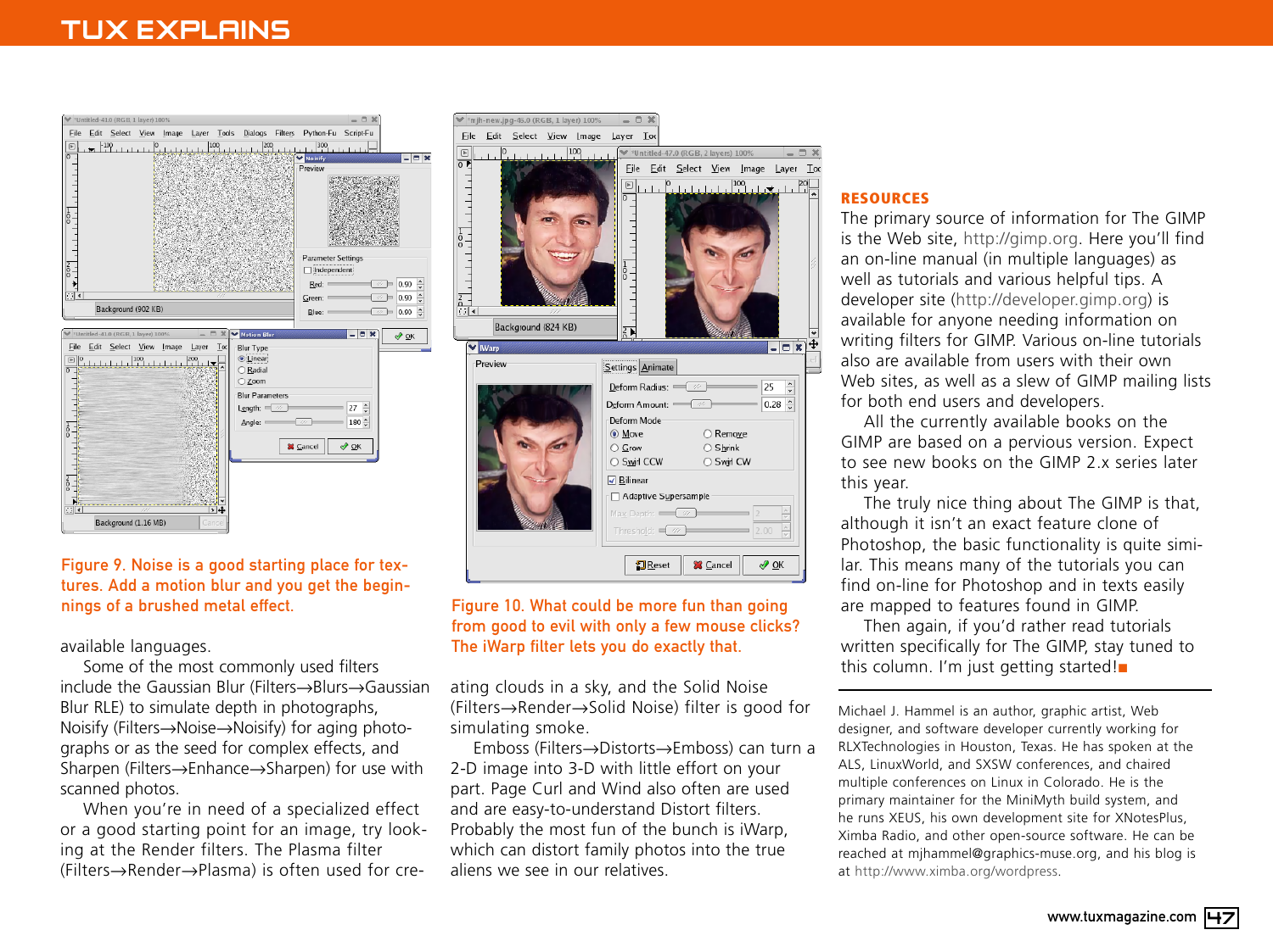Figure 9. Noise is a good starting place for textures. Add a motion blur and you get the beginnings of a brushed metal effect.

available languages.

Some of the most commonly used filters include the Gaussian Blur (Filters→Blurs→Gaussian Blur RLE) to simulate depth in photographs, Noisify (Filters→Noise→Noisify) for aging photographs or as the seed for complex effects, and Sharpen (Filters→Enhance→Sharpen) for use with scanned photos.

When you're in need of a specialized effect or a good starting point for an image, try looking at the Render filters. The Plasma filter (Filters→Render→Plasma) is often used for creating clouds in a sky, and the Solid Noise (Filters→Render→Solid Noise) filter is good for simulating smoke.

Figure 10. What could be more fun than going from good to evil with only a few mouse clicks? The iWarp filter lets you do exactly that.

Emboss (Filters→Distorts→Emboss) can turn a 2-D image into 3-D with little effort on your part. Page Curl and Wind also often are used and are easy-to-understand Distort filters. Probably the most fun of the bunch is iWarp, which can distort family photos into the true aliens we see in our relatives.

## RESOURCES

The primary source of information for The GIMP is the Web site, http://gimp.org. Here you'll find an on-line manual (in multiple languages) as well as tutorials and various helpful tips. A developer site (http://developer.gimp.org) is available for anyone needing information on writing filters for GIMP. Various on-line tutorials also are available from users with their own Web sites, as well as a slew of GIMP mailing lists for both end users and developers.

All the currently available books on the GIMP are based on a pervious version. Expect to see new books on the GIMP 2.x series later this year.

The truly nice thing about The GIMP is that, although it isn't an exact feature clone of Photoshop, the basic functionality is quite similar. This means many of the tutorials you can find on-line for Photoshop and in texts easily are mapped to features found in GIMP.

Then again, if you'd rather read tutorials written specifically for The GIMP, stay tuned to this column. I'm just getting started!■

---

Michael J. Hammel is an author, graphic artist, Web designer, and software developer currently working for RLXTechnologies in Houston, Texas. He has spoken at the ALS, LinuxWorld, and SXSW conferences, and chaired multiple conferences on Linux in Colorado. He is the primary maintainer for the MiniMyth build system, and he runs XEUS, his own development site for XNotesPlus, Ximba Radio, and other open-source software. He can be reached at mjhammel@graphics-muse.org, and his blog is at http://www.ximba.org/wordpress.